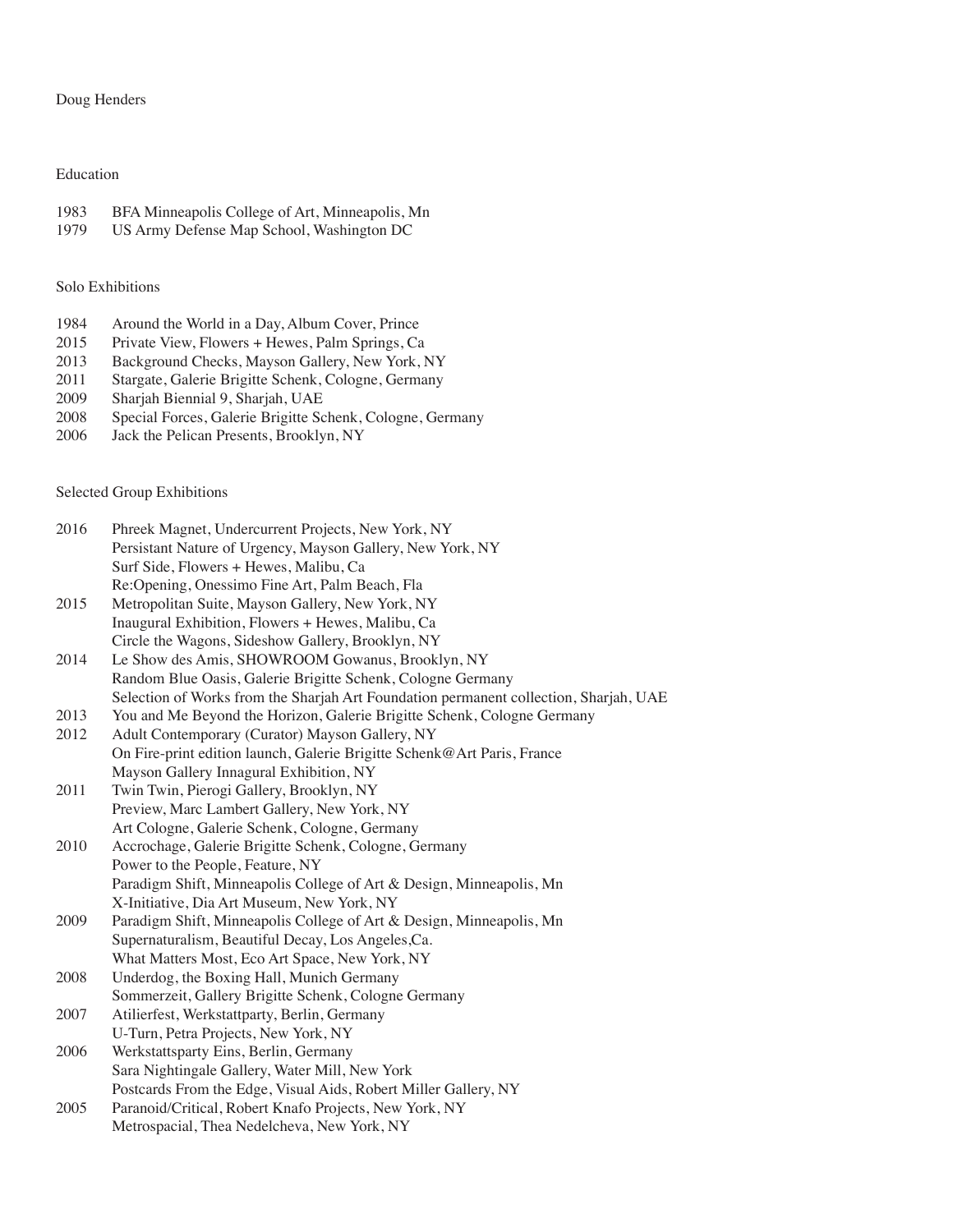Doug Henders

## Education

1983 BFA Minneapolis College of Art, Minneapolis, Mn
1979 US Army Defense Map School, Washington DC

## Solo Exhibitions

1984 Around the World in a Day, Album Cover, Prince
2015 Private View, Flowers + Hewes, Palm Springs, Ca
2013 Background Checks, Mayson Gallery, New York, NY
2011 Stargate, Galerie Brigitte Schenk, Cologne, Germany
2009 Sharjah Biennial 9, Sharjah, UAE
2008 Special Forces, Galerie Brigitte Schenk, Cologne, Germany
2006 Jack the Pelican Presents, Brooklyn, NY

## Selected Group Exhibitions

2016 Phreek Magnet, Undercurrent Projects, New York, NY
Persistant Nature of Urgency, Mayson Gallery, New York, NY
Surf Side, Flowers + Hewes, Malibu, Ca
Re:Opening, Onessimo Fine Art, Palm Beach, Fla
2015 Metropolitan Suite, Mayson Gallery, New York, NY
Inaugural Exhibition, Flowers + Hewes, Malibu, Ca
Circle the Wagons, Sideshow Gallery, Brooklyn, NY
2014 Le Show des Amis, SHOWROOM Gowanus, Brooklyn, NY
Random Blue Oasis, Galerie Brigitte Schenk, Cologne Germany
Selection of Works from the Sharjah Art Foundation permanent collection, Sharjah, UAE
2013 You and Me Beyond the Horizon, Galerie Brigitte Schenk, Cologne Germany
2012 Adult Contemporary (Curator) Mayson Gallery, NY
On Fire-print edition launch, Galerie Brigitte Schenk@Art Paris, France
Mayson Gallery Innagural Exhibition, NY
2011 Twin Twin, Pierogi Gallery, Brooklyn, NY
Preview, Marc Lambert Gallery, New York, NY
Art Cologne, Galerie Schenk, Cologne, Germany
2010 Accrochage, Galerie Brigitte Schenk, Cologne, Germany
Power to the People, Feature, NY
Paradigm Shift, Minneapolis College of Art & Design, Minneapolis, Mn
X-Initiative, Dia Art Museum, New York, NY
2009 Paradigm Shift, Minneapolis College of Art & Design, Minneapolis, Mn
Supernaturalism, Beautiful Decay, Los Angeles,Ca.
What Matters Most, Eco Art Space, New York, NY
2008 Underdog, the Boxing Hall, Munich Germany
Sommerzeit, Gallery Brigitte Schenk, Cologne Germany
2007 Atilierfest, Werkstattparty, Berlin, Germany
U-Turn, Petra Projects, New York, NY
2006 Werkstattsparty Eins, Berlin, Germany
Sara Nightingale Gallery, Water Mill, New York
Postcards From the Edge, Visual Aids, Robert Miller Gallery, NY
2005 Paranoid/Critical, Robert Knafo Projects, New York, NY
Metrospacial, Thea Nedelcheva, New York, NY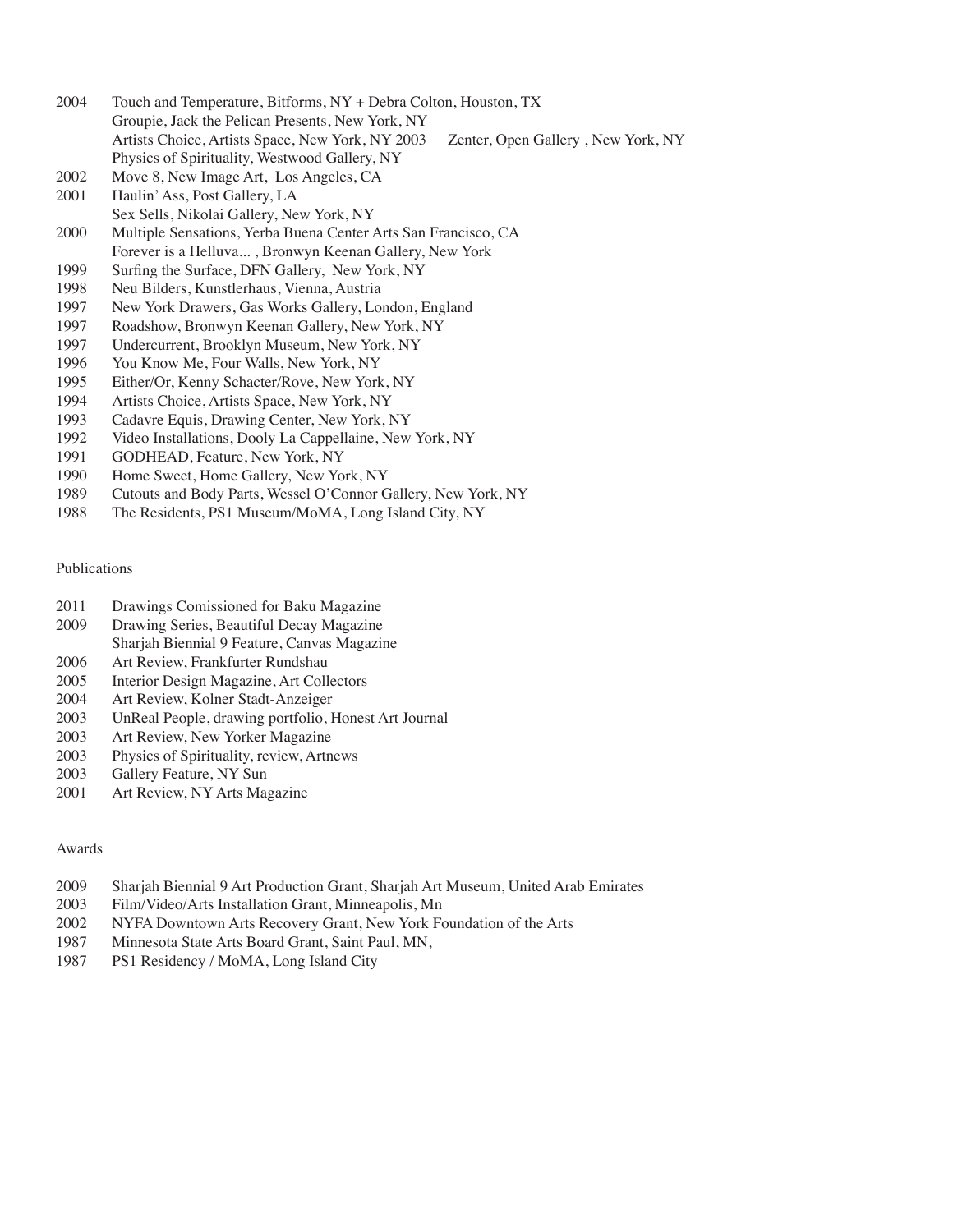2004 Touch and Temperature, Bitforms, NY + Debra Colton, Houston, TX
Groupie, Jack the Pelican Presents, New York, NY
Artists Choice, Artists Space, New York, NY 2003 Zenter, Open Gallery , New York, NY
Physics of Spirituality, Westwood Gallery, NY
2002 Move 8, New Image Art, Los Angeles, CA
2001 Haulin' Ass, Post Gallery, LA
Sex Sells, Nikolai Gallery, New York, NY
2000 Multiple Sensations, Yerba Buena Center Arts San Francisco, CA
Forever is a Helluva... , Bronwyn Keenan Gallery, New York
1999 Surfing the Surface, DFN Gallery, New York, NY
1998 Neu Bilders, Kunstlerhaus, Vienna, Austria
1997 New York Drawers, Gas Works Gallery, London, England
1997 Roadshow, Bronwyn Keenan Gallery, New York, NY
1997 Undercurrent, Brooklyn Museum, New York, NY
1996 You Know Me, Four Walls, New York, NY
1995 Either/Or, Kenny Schacter/Rove, New York, NY
1994 Artists Choice, Artists Space, New York, NY
1993 Cadavre Equis, Drawing Center, New York, NY
1992 Video Installations, Dooly La Cappellaine, New York, NY
1991 GODHEAD, Feature, New York, NY
1990 Home Sweet, Home Gallery, New York, NY
1989 Cutouts and Body Parts, Wessel O'Connor Gallery, New York, NY
1988 The Residents, PS1 Museum/MoMA, Long Island City, NY

Publications

2011 Drawings Comissioned for Baku Magazine
2009 Drawing Series, Beautiful Decay Magazine
Sharjah Biennial 9 Feature, Canvas Magazine
2006 Art Review, Frankfurter Rundshau
2005 Interior Design Magazine, Art Collectors
2004 Art Review, Kolner Stadt-Anzeiger
2003 UnReal People, drawing portfolio, Honest Art Journal
2003 Art Review, New Yorker Magazine
2003 Physics of Spirituality, review, Artnews
2003 Gallery Feature, NY Sun
2001 Art Review, NY Arts Magazine

Awards

2009 Sharjah Biennial 9 Art Production Grant, Sharjah Art Museum, United Arab Emirates
2003 Film/Video/Arts Installation Grant, Minneapolis, Mn
2002 NYFA Downtown Arts Recovery Grant, New York Foundation of the Arts
1987 Minnesota State Arts Board Grant, Saint Paul, MN,
1987 PS1 Residency / MoMA, Long Island City